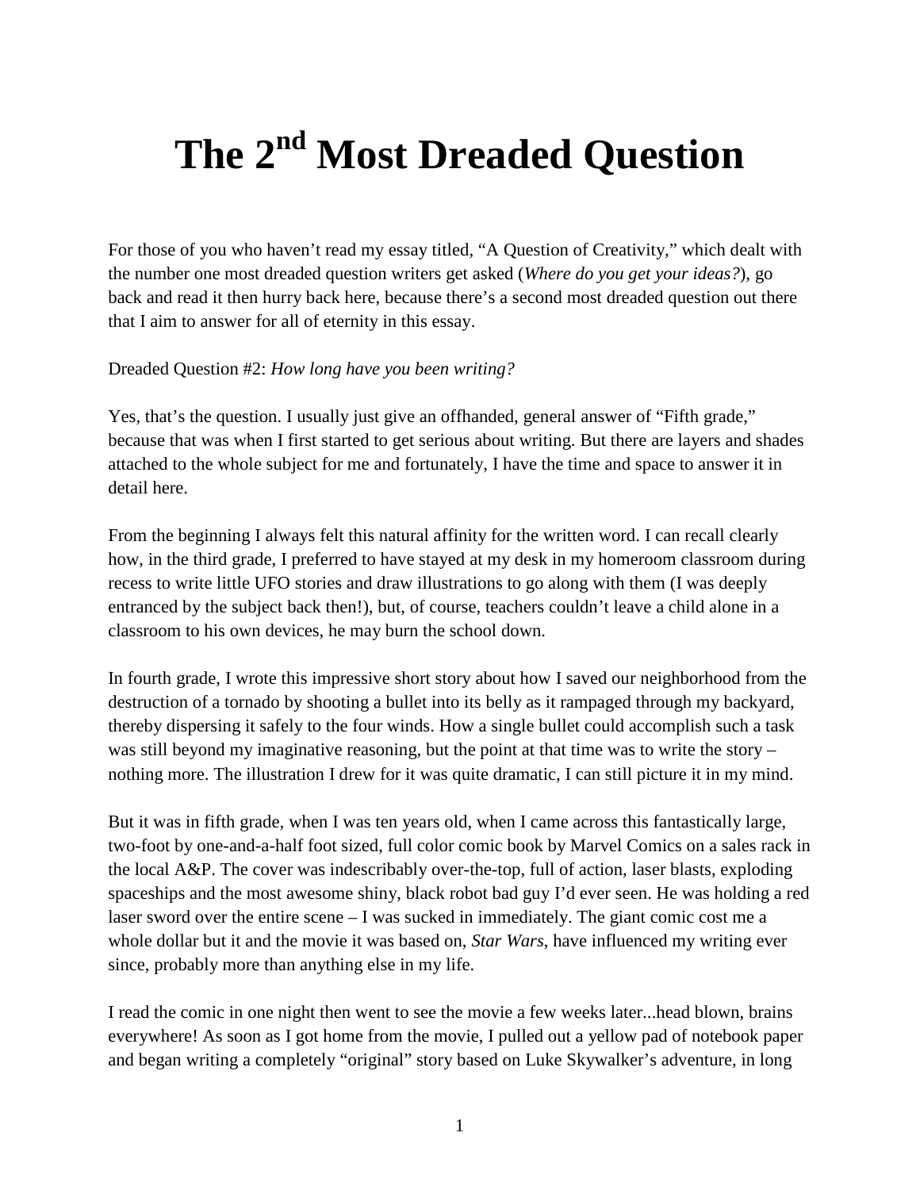# The 2nd Most Dreaded Question

For those of you who haven't read my essay titled, "A Question of Creativity," which dealt with the number one most dreaded question writers get asked (*Where do you get your ideas?*), go back and read it then hurry back here, because there's a second most dreaded question out there that I aim to answer for all of eternity in this essay.

Dreaded Question #2: *How long have you been writing?*

Yes, that's the question. I usually just give an offhanded, general answer of "Fifth grade," because that was when I first started to get serious about writing. But there are layers and shades attached to the whole subject for me and fortunately, I have the time and space to answer it in detail here.

From the beginning I always felt this natural affinity for the written word. I can recall clearly how, in the third grade, I preferred to have stayed at my desk in my homeroom classroom during recess to write little UFO stories and draw illustrations to go along with them (I was deeply entranced by the subject back then!), but, of course, teachers couldn't leave a child alone in a classroom to his own devices, he may burn the school down.

In fourth grade, I wrote this impressive short story about how I saved our neighborhood from the destruction of a tornado by shooting a bullet into its belly as it rampaged through my backyard, thereby dispersing it safely to the four winds. How a single bullet could accomplish such a task was still beyond my imaginative reasoning, but the point at that time was to write the story – nothing more. The illustration I drew for it was quite dramatic, I can still picture it in my mind.

But it was in fifth grade, when I was ten years old, when I came across this fantastically large, two-foot by one-and-a-half foot sized, full color comic book by Marvel Comics on a sales rack in the local A&P. The cover was indescribably over-the-top, full of action, laser blasts, exploding spaceships and the most awesome shiny, black robot bad guy I'd ever seen. He was holding a red laser sword over the entire scene – I was sucked in immediately. The giant comic cost me a whole dollar but it and the movie it was based on, *Star Wars*, have influenced my writing ever since, probably more than anything else in my life.

I read the comic in one night then went to see the movie a few weeks later...head blown, brains everywhere! As soon as I got home from the movie, I pulled out a yellow pad of notebook paper and began writing a completely "original" story based on Luke Skywalker's adventure, in long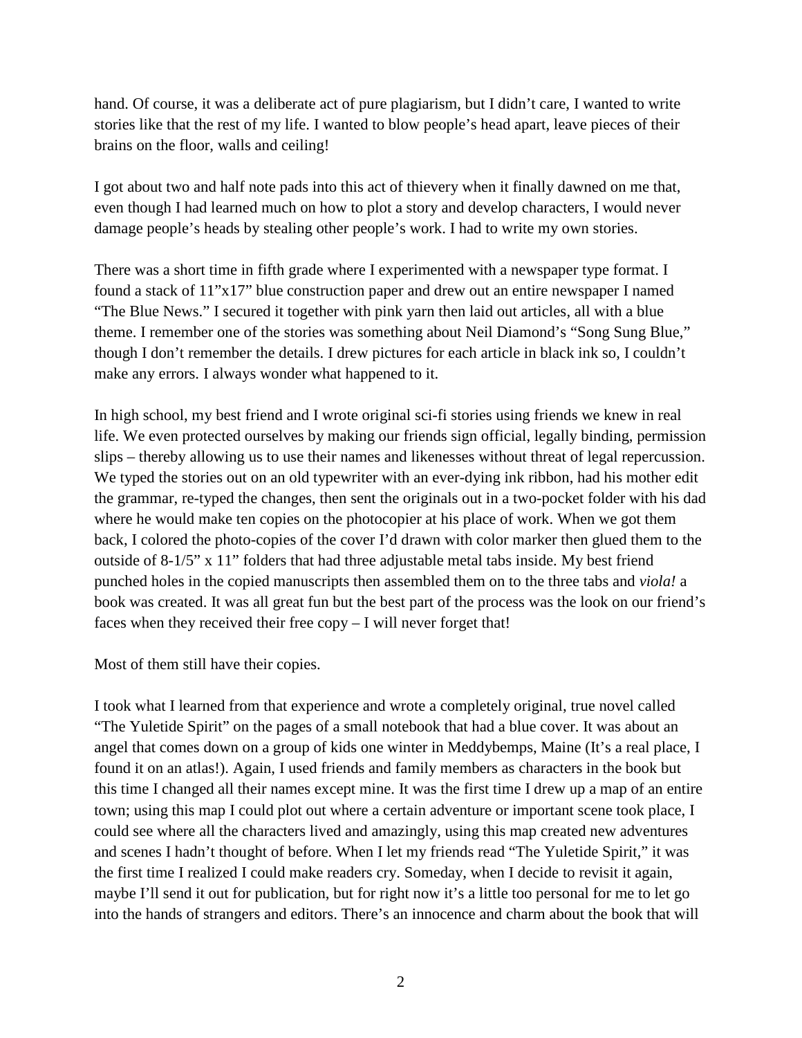hand. Of course, it was a deliberate act of pure plagiarism, but I didn't care, I wanted to write stories like that the rest of my life. I wanted to blow people's head apart, leave pieces of their brains on the floor, walls and ceiling!

I got about two and half note pads into this act of thievery when it finally dawned on me that, even though I had learned much on how to plot a story and develop characters, I would never damage people's heads by stealing other people's work. I had to write my own stories.

There was a short time in fifth grade where I experimented with a newspaper type format. I found a stack of 11"x17" blue construction paper and drew out an entire newspaper I named "The Blue News." I secured it together with pink yarn then laid out articles, all with a blue theme. I remember one of the stories was something about Neil Diamond's "Song Sung Blue," though I don't remember the details. I drew pictures for each article in black ink so, I couldn't make any errors. I always wonder what happened to it.

In high school, my best friend and I wrote original sci-fi stories using friends we knew in real life. We even protected ourselves by making our friends sign official, legally binding, permission slips – thereby allowing us to use their names and likenesses without threat of legal repercussion. We typed the stories out on an old typewriter with an ever-dying ink ribbon, had his mother edit the grammar, re-typed the changes, then sent the originals out in a two-pocket folder with his dad where he would make ten copies on the photocopier at his place of work. When we got them back, I colored the photo-copies of the cover I'd drawn with color marker then glued them to the outside of 8-1/5" x 11" folders that had three adjustable metal tabs inside. My best friend punched holes in the copied manuscripts then assembled them on to the three tabs and *viola!* a book was created. It was all great fun but the best part of the process was the look on our friend's faces when they received their free copy – I will never forget that!

Most of them still have their copies.

I took what I learned from that experience and wrote a completely original, true novel called "The Yuletide Spirit" on the pages of a small notebook that had a blue cover. It was about an angel that comes down on a group of kids one winter in Meddybemps, Maine (It's a real place, I found it on an atlas!). Again, I used friends and family members as characters in the book but this time I changed all their names except mine. It was the first time I drew up a map of an entire town; using this map I could plot out where a certain adventure or important scene took place, I could see where all the characters lived and amazingly, using this map created new adventures and scenes I hadn't thought of before. When I let my friends read "The Yuletide Spirit," it was the first time I realized I could make readers cry. Someday, when I decide to revisit it again, maybe I'll send it out for publication, but for right now it's a little too personal for me to let go into the hands of strangers and editors. There's an innocence and charm about the book that will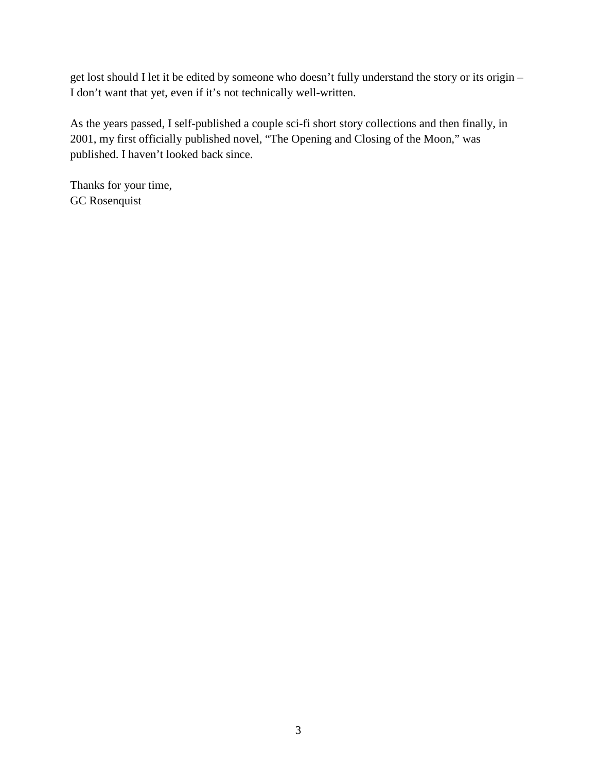get lost should I let it be edited by someone who doesn't fully understand the story or its origin – I don't want that yet, even if it's not technically well-written.

As the years passed, I self-published a couple sci-fi short story collections and then finally, in 2001, my first officially published novel, "The Opening and Closing of the Moon," was published. I haven't looked back since.

Thanks for your time,  
GC Rosenquist